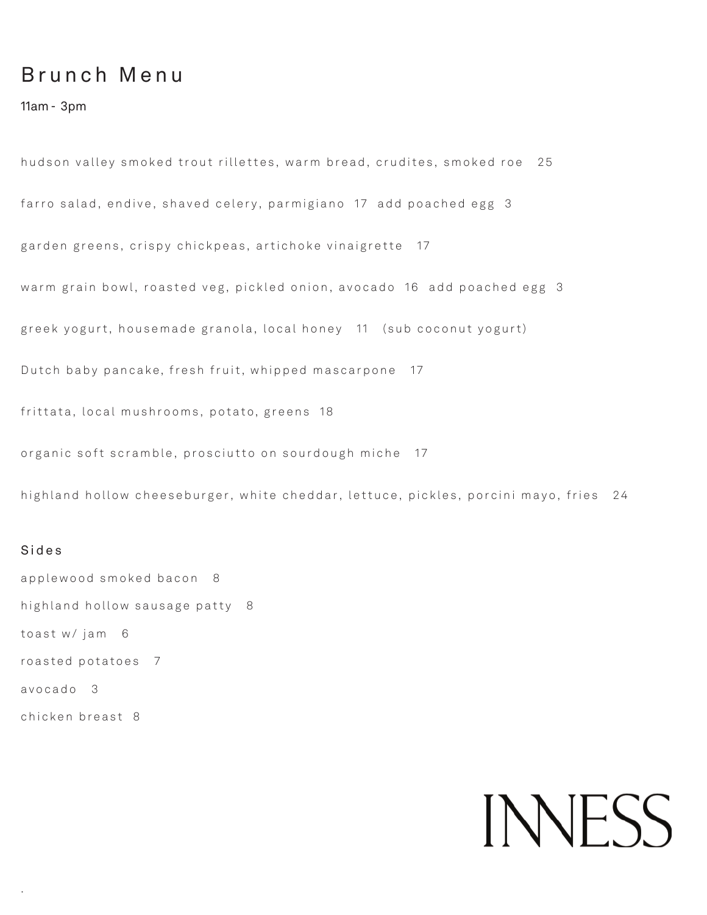# Brunch Menu

11am - 3pm

hudson valley smoked trout rillettes, warm bread, crudites, smoked roe 25

farro salad, endive, shaved celery, parmigiano 17 add poached egg 3

garden greens, crispy chickpeas, artichoke vinaigrette 17

warm grain bowl, roasted veg, pickled onion, avocado 16 add poached egg 3

greek yogurt, housemade granola, local honey 11 (sub coconut yogurt)

Dutch baby pancake, fresh fruit, whipped mascarpone 17

frittata, local mushrooms, potato, greens 18

organic soft scramble, prosciutto on sourdough miche 17

highland hollow cheeseburger, white cheddar, lettuce, pickles, porcini mayo, fries 24

## Sides

applewood smoked bacon 8

highland hollow sausage patty 8

toast w/ jam 6

roasted potatoes 7

avocado 3

chicken breast 8

INNESS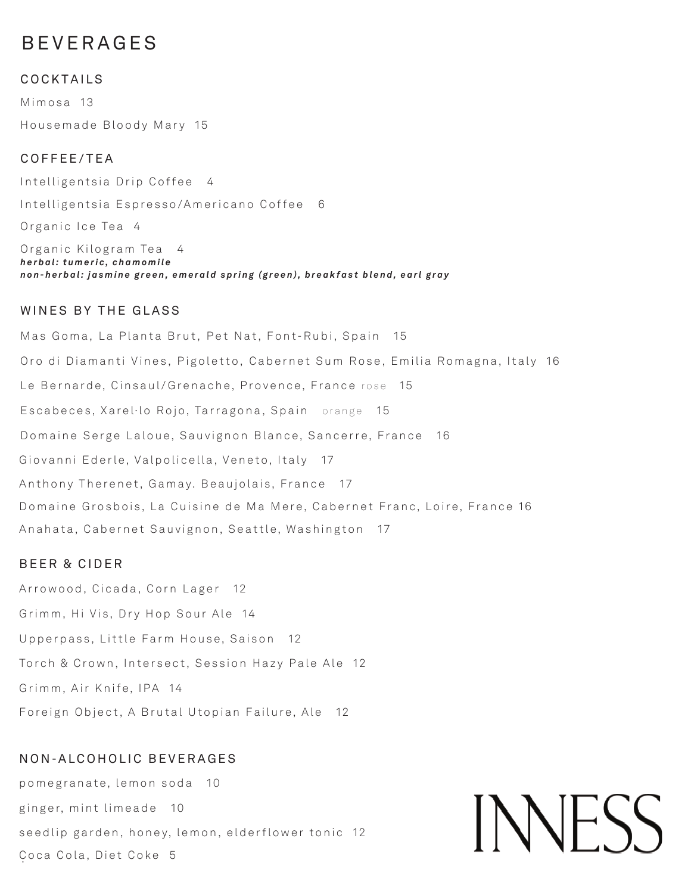# BEVERAGES

## COCKTAILS

Mimosa 13

Housemade Bloody Mary 15

## COFFEE/TEA

Intelligentsia Drip Coffee 4

Intelligentsia Espresso/Americano Coffee 6

Organic Ice Tea 4

Organic Kilogram Tea 4
***herbal: tumeric, chamomile***
***non-herbal: jasmine green, emerald spring (green), breakfast blend, earl gray***

## WINES BY THE GLASS

Mas Goma, La Planta Brut, Pet Nat, Font-Rubi, Spain 15

Oro di Diamanti Vines, Pigoletto, Cabernet Sum Rose, Emilia Romagna, Italy 16

Le Bernarde, Cinsaul/Grenache, Provence, France rose 15

Escabeces, Xarel·lo Rojo, Tarragona, Spain orange 15

Domaine Serge Laloue, Sauvignon Blance, Sancerre, France 16

Giovanni Ederle, Valpolicella, Veneto, Italy 17

Anthony Therenet, Gamay. Beaujolais, France 17

Domaine Grosbois, La Cuisine de Ma Mere, Cabernet Franc, Loire, France 16

Anahata, Cabernet Sauvignon, Seattle, Washington 17

## BEER & CIDER

Arrowood, Cicada, Corn Lager 12

Grimm, Hi Vis, Dry Hop Sour Ale 14

Upperpass, Little Farm House, Saison 12

Torch & Crown, Intersect, Session Hazy Pale Ale 12

Grimm, Air Knife, IPA 14

Foreign Object, A Brutal Utopian Failure, Ale 12

## NON-ALCOHOLIC BEVERAGES

pomegranate, lemon soda 10

ginger, mint limeade 10

seedlip garden, honey, lemon, elderflower tonic 12

Coca Cola, Diet Coke 5

INNESS